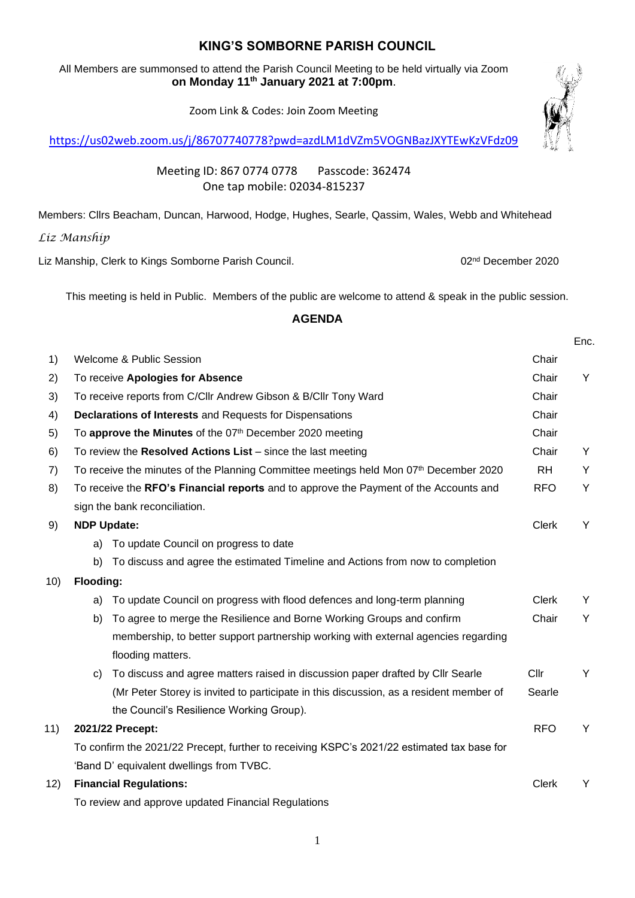# KING'S SOMBORNE PARISH COUNCIL

All Members are summonsed to attend the Parish Council Meeting to be held virtually via Zoom **on Monday 11th January 2021 at 7:00pm**.

Zoom Link & Codes: Join Zoom Meeting

https://us02web.zoom.us/j/86707740778?pwd=azdLM1dVZm5VOGNBazJXYTEwKzVFdz09

Meeting ID: 867 0774 0778 Passcode: 362474
One tap mobile: 02034-815237

Members: Cllrs Beacham, Duncan, Harwood, Hodge, Hughes, Searle, Qassim, Wales, Webb and Whitehead

*Liz Manship*

Liz Manship, Clerk to Kings Somborne Parish Council. 02nd December 2020

This meeting is held in Public. Members of the public are welcome to attend & speak in the public session.

## AGENDA

| | | | Enc. |
|---|---|---|---|
| 1) | Welcome & Public Session | Chair | |
| 2) | To receive **Apologies for Absence** | Chair | Y |
| 3) | To receive reports from C/Cllr Andrew Gibson & B/Cllr Tony Ward | Chair | |
| 4) | **Declarations of Interests** and Requests for Dispensations | Chair | |
| 5) | To **approve the Minutes** of the 07th December 2020 meeting | Chair | |
| 6) | To review the **Resolved Actions List** – since the last meeting | Chair | Y |
| 7) | To receive the minutes of the Planning Committee meetings held Mon 07th December 2020 | RH | Y |
| 8) | To receive the **RFO's Financial reports** and to approve the Payment of the Accounts and sign the bank reconciliation. | RFO | Y |
| 9) | **NDP Update:**<br>a) To update Council on progress to date<br>b) To discuss and agree the estimated Timeline and Actions from now to completion | Clerk | Y |
| 10) | **Flooding:** | | |
| | a) To update Council on progress with flood defences and long-term planning | Clerk | Y |
| | b) To agree to merge the Resilience and Borne Working Groups and confirm membership, to better support partnership working with external agencies regarding flooding matters. | Chair | Y |
| | c) To discuss and agree matters raised in discussion paper drafted by Cllr Searle (Mr Peter Storey is invited to participate in this discussion, as a resident member of the Council's Resilience Working Group). | Cllr Searle | Y |
| 11) | **2021/22 Precept:**<br>To confirm the 2021/22 Precept, further to receiving KSPC's 2021/22 estimated tax base for 'Band D' equivalent dwellings from TVBC. | RFO | Y |
| 12) | **Financial Regulations:**<br>To review and approve updated Financial Regulations | Clerk | Y |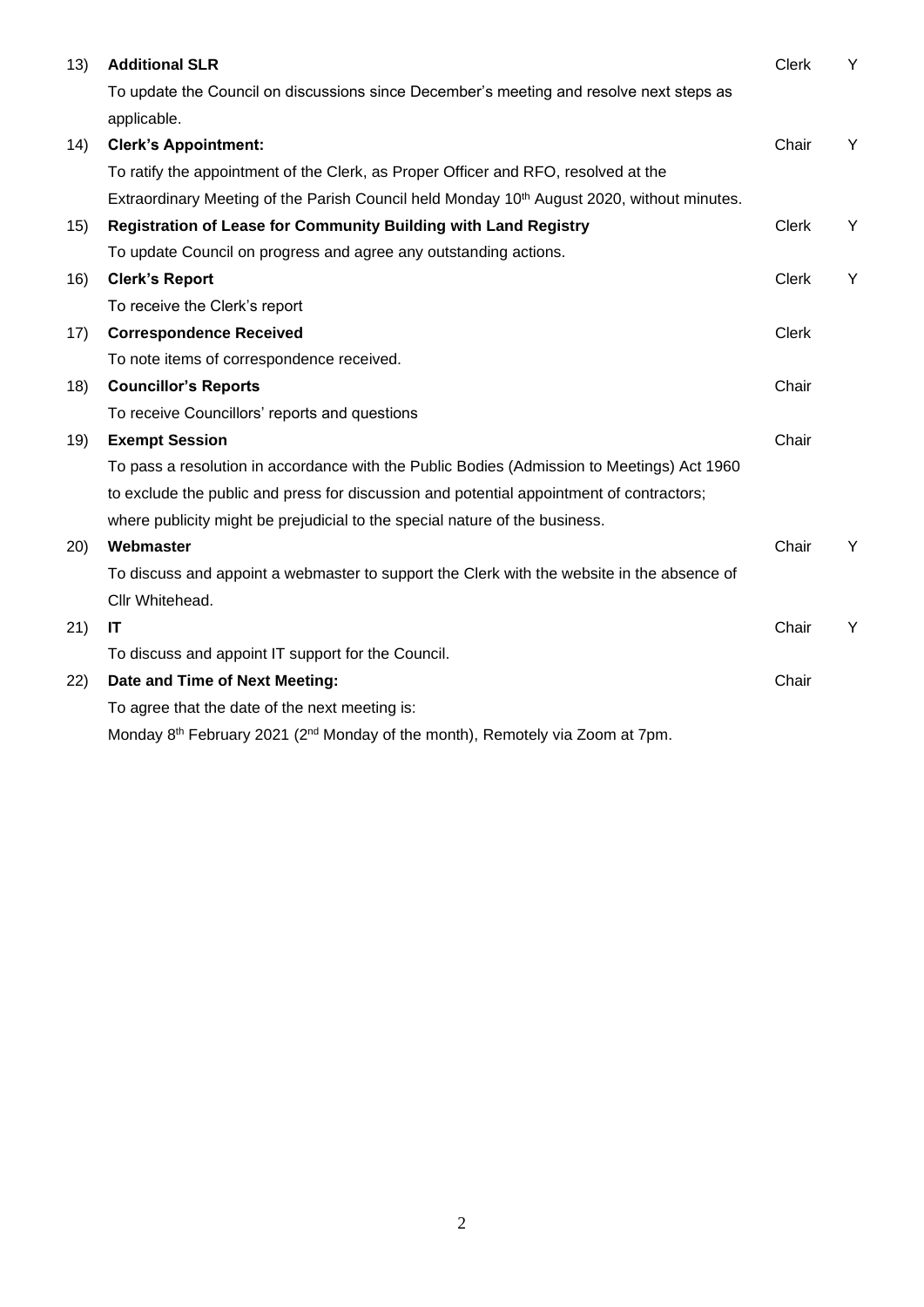| | | | |
|---|---|---|---|
| 13) | **Additional SLR** | Clerk | Y |
| | To update the Council on discussions since December's meeting and resolve next steps as applicable. | | |
| 14) | **Clerk's Appointment:** | Chair | Y |
| | To ratify the appointment of the Clerk, as Proper Officer and RFO, resolved at the Extraordinary Meeting of the Parish Council held Monday 10th August 2020, without minutes. | | |
| 15) | **Registration of Lease for Community Building with Land Registry** | Clerk | Y |
| | To update Council on progress and agree any outstanding actions. | | |
| 16) | **Clerk's Report** | Clerk | Y |
| | To receive the Clerk's report | | |
| 17) | **Correspondence Received** | Clerk | |
| | To note items of correspondence received. | | |
| 18) | **Councillor's Reports** | Chair | |
| | To receive Councillors' reports and questions | | |
| 19) | **Exempt Session** | Chair | |
| | To pass a resolution in accordance with the Public Bodies (Admission to Meetings) Act 1960 to exclude the public and press for discussion and potential appointment of contractors; where publicity might be prejudicial to the special nature of the business. | | |
| 20) | **Webmaster** | Chair | Y |
| | To discuss and appoint a webmaster to support the Clerk with the website in the absence of Cllr Whitehead. | | |
| 21) | **IT** | Chair | Y |
| | To discuss and appoint IT support for the Council. | | |
| 22) | **Date and Time of Next Meeting:** | Chair | |
| | To agree that the date of the next meeting is: Monday 8th February 2021 (2nd Monday of the month), Remotely via Zoom at 7pm. | | |